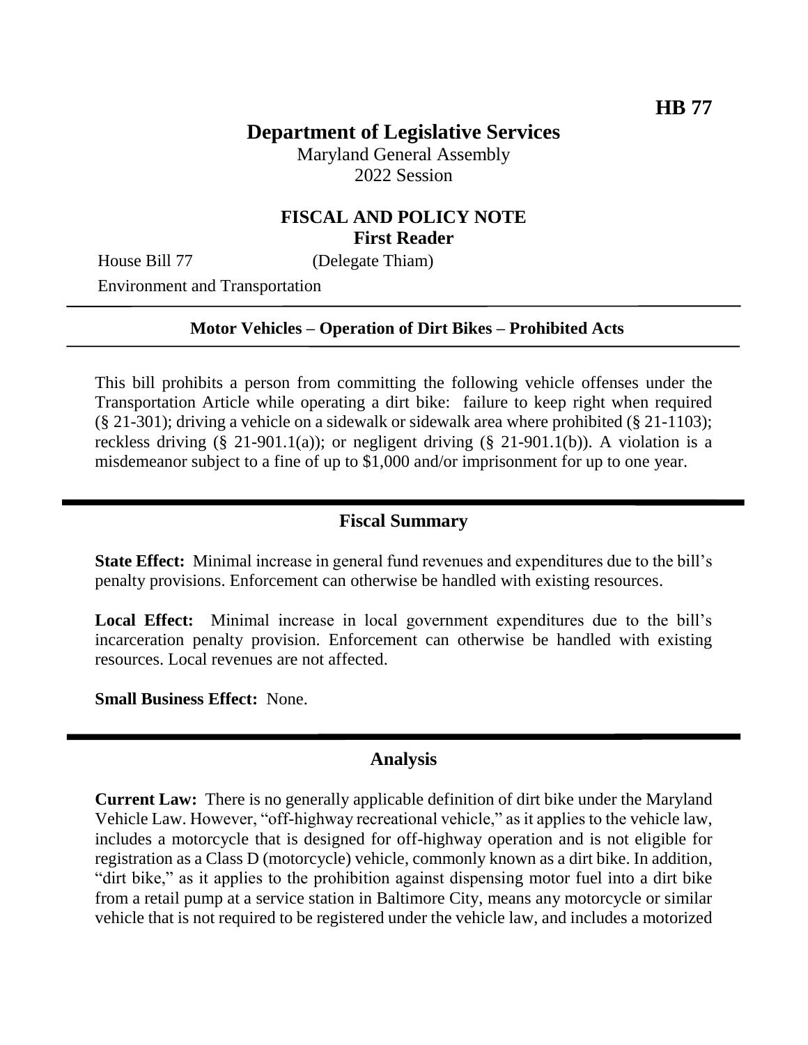**HB 77**

# Department of Legislative Services

Maryland General Assembly
2022 Session

## FISCAL AND POLICY NOTE
**First Reader**

House Bill 77 (Delegate Thiam)

Environment and Transportation

---

**Motor Vehicles – Operation of Dirt Bikes – Prohibited Acts**

---

This bill prohibits a person from committing the following vehicle offenses under the Transportation Article while operating a dirt bike: failure to keep right when required (§ 21-301); driving a vehicle on a sidewalk or sidewalk area where prohibited (§ 21-1103); reckless driving (§ 21-901.1(a)); or negligent driving (§ 21-901.1(b)). A violation is a misdemeanor subject to a fine of up to $1,000 and/or imprisonment for up to one year.

---

## Fiscal Summary

**State Effect:** Minimal increase in general fund revenues and expenditures due to the bill's penalty provisions. Enforcement can otherwise be handled with existing resources.

**Local Effect:** Minimal increase in local government expenditures due to the bill's incarceration penalty provision. Enforcement can otherwise be handled with existing resources. Local revenues are not affected.

**Small Business Effect:** None.

---

## Analysis

**Current Law:** There is no generally applicable definition of dirt bike under the Maryland Vehicle Law. However, "off-highway recreational vehicle," as it applies to the vehicle law, includes a motorcycle that is designed for off-highway operation and is not eligible for registration as a Class D (motorcycle) vehicle, commonly known as a dirt bike. In addition, "dirt bike," as it applies to the prohibition against dispensing motor fuel into a dirt bike from a retail pump at a service station in Baltimore City, means any motorcycle or similar vehicle that is not required to be registered under the vehicle law, and includes a motorized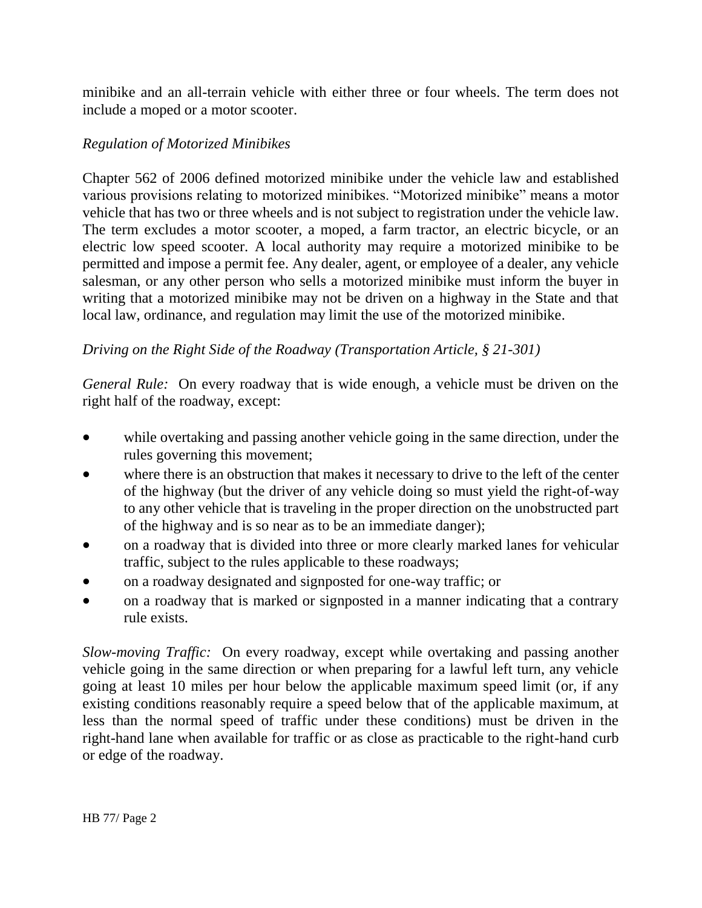minibike and an all-terrain vehicle with either three or four wheels. The term does not include a moped or a motor scooter.

*Regulation of Motorized Minibikes*

Chapter 562 of 2006 defined motorized minibike under the vehicle law and established various provisions relating to motorized minibikes. "Motorized minibike" means a motor vehicle that has two or three wheels and is not subject to registration under the vehicle law. The term excludes a motor scooter, a moped, a farm tractor, an electric bicycle, or an electric low speed scooter. A local authority may require a motorized minibike to be permitted and impose a permit fee. Any dealer, agent, or employee of a dealer, any vehicle salesman, or any other person who sells a motorized minibike must inform the buyer in writing that a motorized minibike may not be driven on a highway in the State and that local law, ordinance, and regulation may limit the use of the motorized minibike.

*Driving on the Right Side of the Roadway (Transportation Article, § 21-301)*

*General Rule:* On every roadway that is wide enough, a vehicle must be driven on the right half of the roadway, except:

- while overtaking and passing another vehicle going in the same direction, under the rules governing this movement;
- where there is an obstruction that makes it necessary to drive to the left of the center of the highway (but the driver of any vehicle doing so must yield the right-of-way to any other vehicle that is traveling in the proper direction on the unobstructed part of the highway and is so near as to be an immediate danger);
- on a roadway that is divided into three or more clearly marked lanes for vehicular traffic, subject to the rules applicable to these roadways;
- on a roadway designated and signposted for one-way traffic; or
- on a roadway that is marked or signposted in a manner indicating that a contrary rule exists.

*Slow-moving Traffic:* On every roadway, except while overtaking and passing another vehicle going in the same direction or when preparing for a lawful left turn, any vehicle going at least 10 miles per hour below the applicable maximum speed limit (or, if any existing conditions reasonably require a speed below that of the applicable maximum, at less than the normal speed of traffic under these conditions) must be driven in the right-hand lane when available for traffic or as close as practicable to the right-hand curb or edge of the roadway.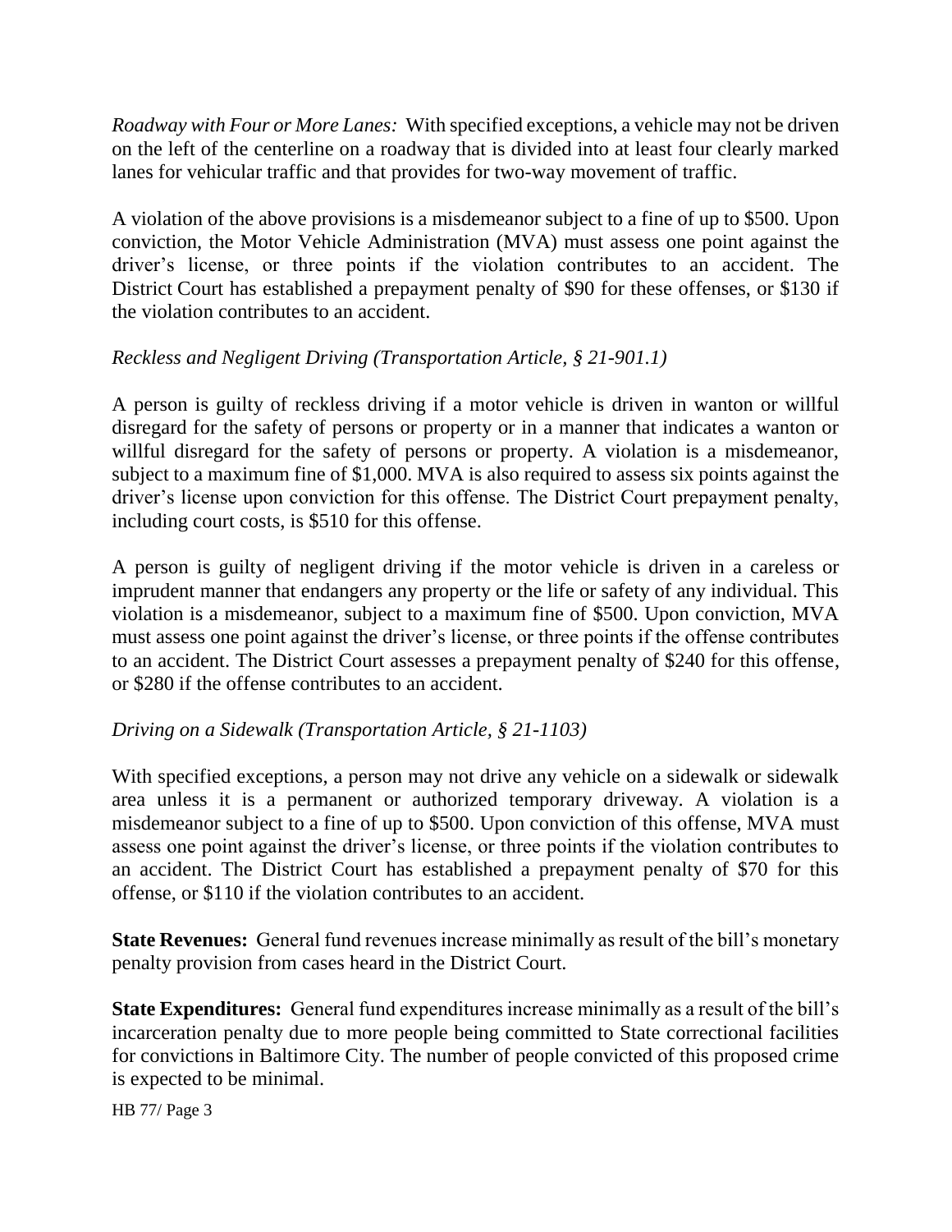*Roadway with Four or More Lanes:* With specified exceptions, a vehicle may not be driven on the left of the centerline on a roadway that is divided into at least four clearly marked lanes for vehicular traffic and that provides for two-way movement of traffic.

A violation of the above provisions is a misdemeanor subject to a fine of up to $500. Upon conviction, the Motor Vehicle Administration (MVA) must assess one point against the driver's license, or three points if the violation contributes to an accident. The District Court has established a prepayment penalty of $90 for these offenses, or $130 if the violation contributes to an accident.

*Reckless and Negligent Driving (Transportation Article, § 21-901.1)*

A person is guilty of reckless driving if a motor vehicle is driven in wanton or willful disregard for the safety of persons or property or in a manner that indicates a wanton or willful disregard for the safety of persons or property. A violation is a misdemeanor, subject to a maximum fine of $1,000. MVA is also required to assess six points against the driver's license upon conviction for this offense. The District Court prepayment penalty, including court costs, is $510 for this offense.

A person is guilty of negligent driving if the motor vehicle is driven in a careless or imprudent manner that endangers any property or the life or safety of any individual. This violation is a misdemeanor, subject to a maximum fine of $500. Upon conviction, MVA must assess one point against the driver's license, or three points if the offense contributes to an accident. The District Court assesses a prepayment penalty of $240 for this offense, or $280 if the offense contributes to an accident.

*Driving on a Sidewalk (Transportation Article, § 21-1103)*

With specified exceptions, a person may not drive any vehicle on a sidewalk or sidewalk area unless it is a permanent or authorized temporary driveway. A violation is a misdemeanor subject to a fine of up to $500. Upon conviction of this offense, MVA must assess one point against the driver's license, or three points if the violation contributes to an accident. The District Court has established a prepayment penalty of $70 for this offense, or $110 if the violation contributes to an accident.

**State Revenues:** General fund revenues increase minimally as result of the bill's monetary penalty provision from cases heard in the District Court.

**State Expenditures:** General fund expenditures increase minimally as a result of the bill's incarceration penalty due to more people being committed to State correctional facilities for convictions in Baltimore City. The number of people convicted of this proposed crime is expected to be minimal.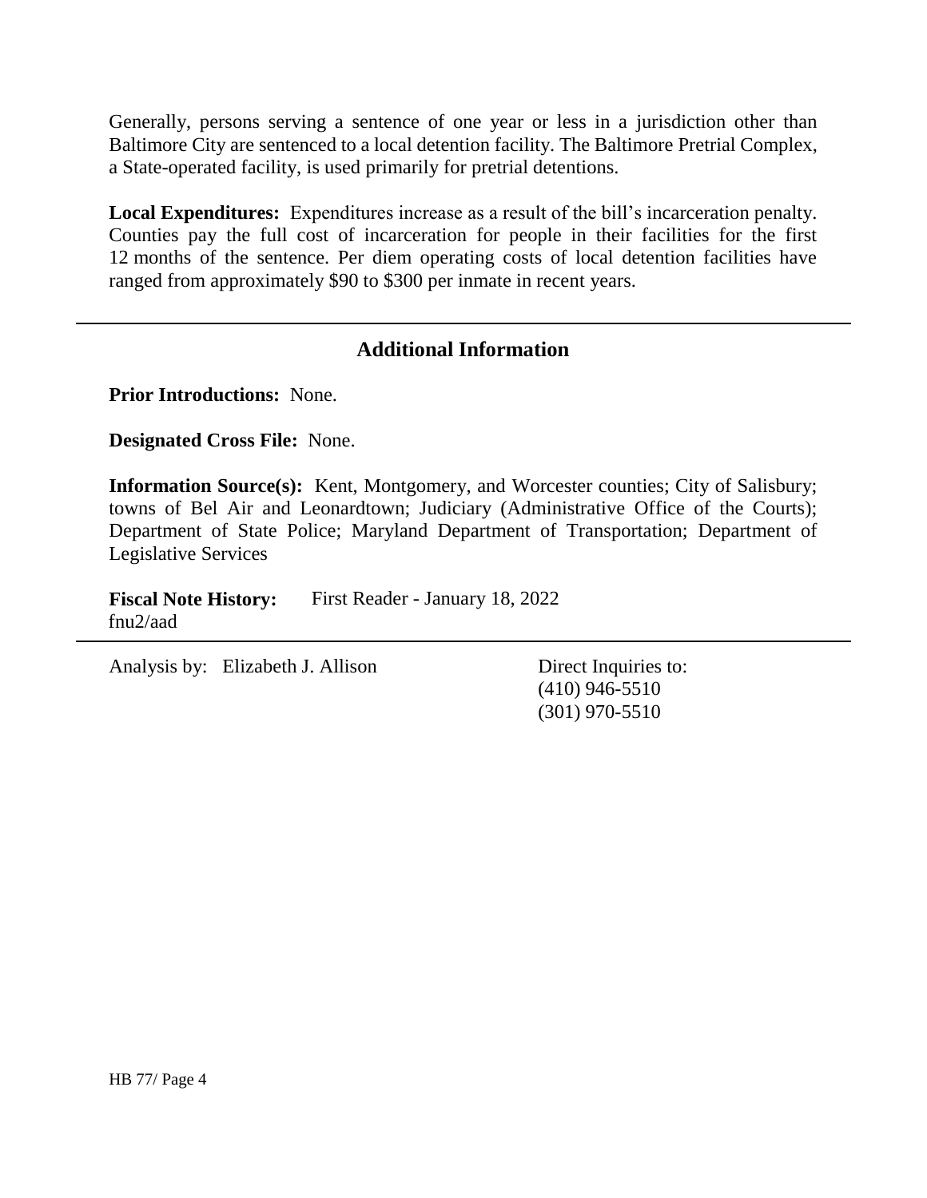Generally, persons serving a sentence of one year or less in a jurisdiction other than Baltimore City are sentenced to a local detention facility. The Baltimore Pretrial Complex, a State-operated facility, is used primarily for pretrial detentions.

**Local Expenditures:** Expenditures increase as a result of the bill's incarceration penalty. Counties pay the full cost of incarceration for people in their facilities for the first 12 months of the sentence. Per diem operating costs of local detention facilities have ranged from approximately $90 to $300 per inmate in recent years.

## Additional Information

**Prior Introductions:** None.

**Designated Cross File:** None.

**Information Source(s):** Kent, Montgomery, and Worcester counties; City of Salisbury; towns of Bel Air and Leonardtown; Judiciary (Administrative Office of the Courts); Department of State Police; Maryland Department of Transportation; Department of Legislative Services

**Fiscal Note History:** First Reader - January 18, 2022
fnu2/aad

Analysis by: Elizabeth J. Allison

Direct Inquiries to:
(410) 946-5510
(301) 970-5510